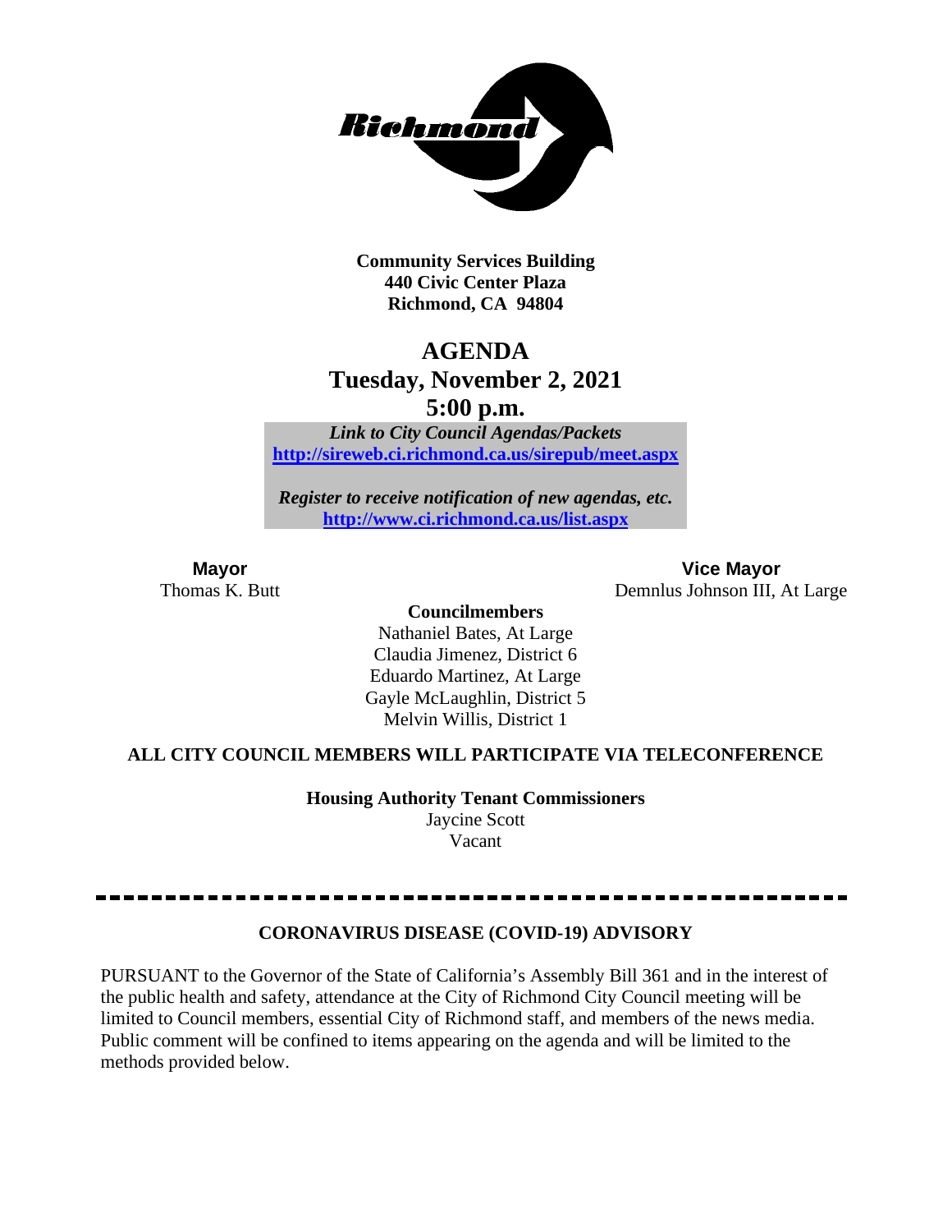**Community Services Building**
**440 Civic Center Plaza**
**Richmond, CA 94804**

# AGENDA
## Tuesday, November 2, 2021
## 5:00 p.m.

***Link to City Council Agendas/Packets***
**http://sireweb.ci.richmond.ca.us/sirepub/meet.aspx**

***Register to receive notification of new agendas, etc.***
**http://www.ci.richmond.ca.us/list.aspx**

**Mayor**
Thomas K. Butt

**Vice Mayor**
Demnlus Johnson III, At Large

**Councilmembers**
Nathaniel Bates, At Large
Claudia Jimenez, District 6
Eduardo Martinez, At Large
Gayle McLaughlin, District 5
Melvin Willis, District 1

**ALL CITY COUNCIL MEMBERS WILL PARTICIPATE VIA TELECONFERENCE**

**Housing Authority Tenant Commissioners**
Jaycine Scott
Vacant

---

**CORONAVIRUS DISEASE (COVID-19) ADVISORY**

PURSUANT to the Governor of the State of California's Assembly Bill 361 and in the interest of the public health and safety, attendance at the City of Richmond City Council meeting will be limited to Council members, essential City of Richmond staff, and members of the news media. Public comment will be confined to items appearing on the agenda and will be limited to the methods provided below.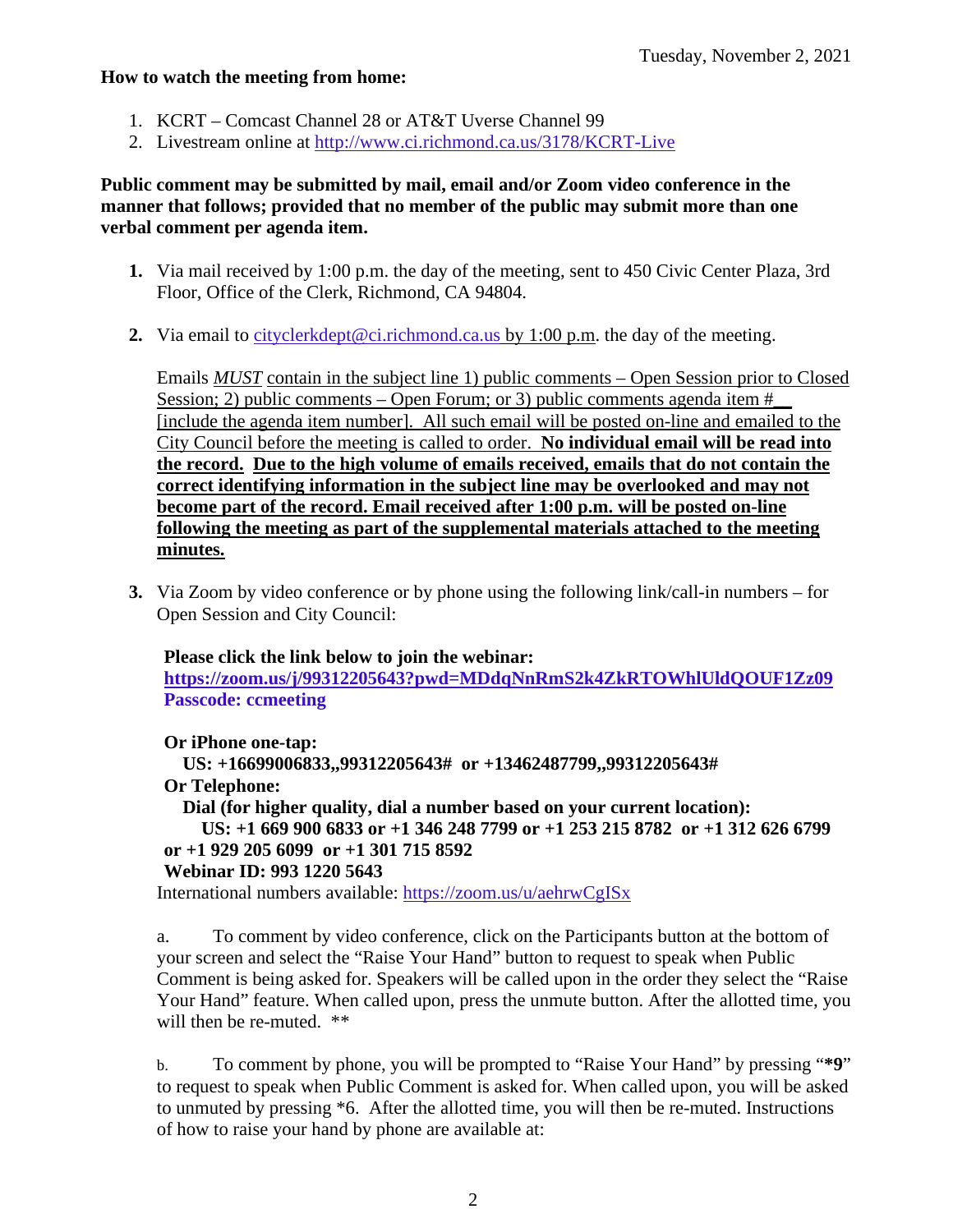Tuesday, November 2, 2021

**How to watch the meeting from home:**

1. KCRT – Comcast Channel 28 or AT&T Uverse Channel 99
2. Livestream online at http://www.ci.richmond.ca.us/3178/KCRT-Live

**Public comment may be submitted by mail, email and/or Zoom video conference in the manner that follows; provided that no member of the public may submit more than one verbal comment per agenda item.**

1. Via mail received by 1:00 p.m. the day of the meeting, sent to 450 Civic Center Plaza, 3rd Floor, Office of the Clerk, Richmond, CA 94804.

2. Via email to cityclerkdept@ci.richmond.ca.us by 1:00 p.m. the day of the meeting.

   Emails *MUST* contain in the subject line 1) public comments – Open Session prior to Closed Session; 2) public comments – Open Forum; or 3) public comments agenda item #__ [include the agenda item number]. All such email will be posted on-line and emailed to the City Council before the meeting is called to order. **No individual email will be read into the record. Due to the high volume of emails received, emails that do not contain the correct identifying information in the subject line may be overlooked and may not become part of the record. Email received after 1:00 p.m. will be posted on-line following the meeting as part of the supplemental materials attached to the meeting minutes.**

3. Via Zoom by video conference or by phone using the following link/call-in numbers – for Open Session and City Council:

   **Please click the link below to join the webinar:**
   **https://zoom.us/j/99312205643?pwd=MDdqNnRmS2k4ZkRTOWhlUldQOUF1Zz09**
   **Passcode: ccmeeting**

   **Or iPhone one-tap:**
   **US: +16699006833,,99312205643# or +13462487799,,99312205643#**
   **Or Telephone:**
   **Dial (for higher quality, dial a number based on your current location):**
   **US: +1 669 900 6833 or +1 346 248 7799 or +1 253 215 8782 or +1 312 626 6799 or +1 929 205 6099 or +1 301 715 8592**
   **Webinar ID: 993 1220 5643**
   International numbers available: https://zoom.us/u/aehrwCgISx

   a. To comment by video conference, click on the Participants button at the bottom of your screen and select the "Raise Your Hand" button to request to speak when Public Comment is being asked for. Speakers will be called upon in the order they select the "Raise Your Hand" feature. When called upon, press the unmute button. After the allotted time, you will then be re-muted. **

   b. To comment by phone, you will be prompted to "Raise Your Hand" by pressing "***9**" to request to speak when Public Comment is asked for. When called upon, you will be asked to unmuted by pressing *6. After the allotted time, you will then be re-muted. Instructions of how to raise your hand by phone are available at: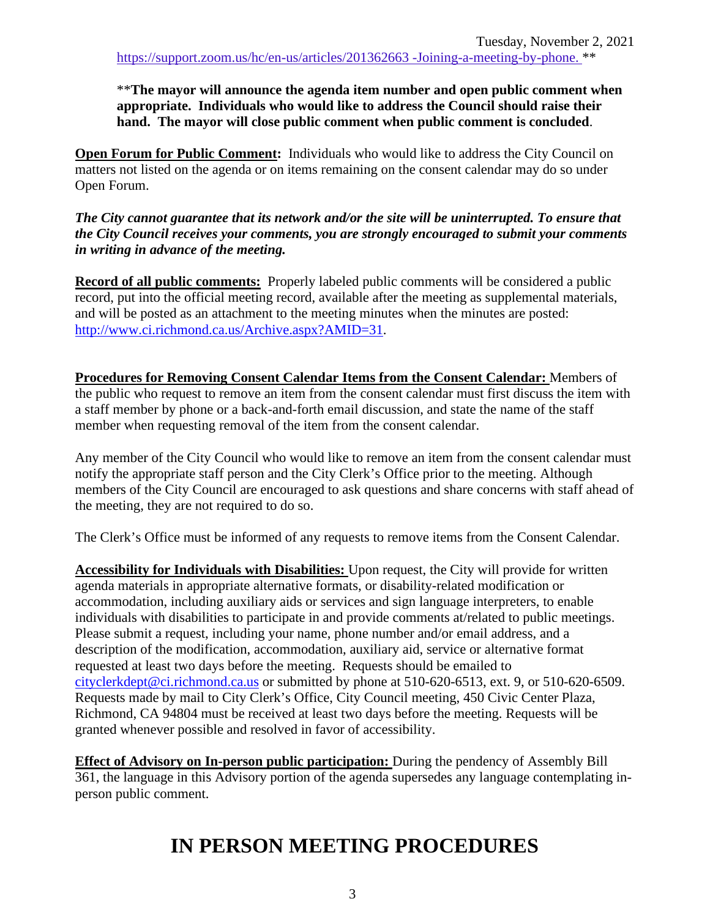https://support.zoom.us/hc/en-us/articles/201362663 -Joining-a-meeting-by-phone. **

**The mayor will announce the agenda item number and open public comment when appropriate. Individuals who would like to address the Council should raise their hand. The mayor will close public comment when public comment is concluded**.

**Open Forum for Public Comment:** Individuals who would like to address the City Council on matters not listed on the agenda or on items remaining on the consent calendar may do so under Open Forum.

***The City cannot guarantee that its network and/or the site will be uninterrupted. To ensure that the City Council receives your comments, you are strongly encouraged to submit your comments in writing in advance of the meeting.***

**Record of all public comments:** Properly labeled public comments will be considered a public record, put into the official meeting record, available after the meeting as supplemental materials, and will be posted as an attachment to the meeting minutes when the minutes are posted: http://www.ci.richmond.ca.us/Archive.aspx?AMID=31.

**Procedures for Removing Consent Calendar Items from the Consent Calendar:** Members of the public who request to remove an item from the consent calendar must first discuss the item with a staff member by phone or a back-and-forth email discussion, and state the name of the staff member when requesting removal of the item from the consent calendar.

Any member of the City Council who would like to remove an item from the consent calendar must notify the appropriate staff person and the City Clerk's Office prior to the meeting. Although members of the City Council are encouraged to ask questions and share concerns with staff ahead of the meeting, they are not required to do so.

The Clerk's Office must be informed of any requests to remove items from the Consent Calendar.

**Accessibility for Individuals with Disabilities:** Upon request, the City will provide for written agenda materials in appropriate alternative formats, or disability-related modification or accommodation, including auxiliary aids or services and sign language interpreters, to enable individuals with disabilities to participate in and provide comments at/related to public meetings. Please submit a request, including your name, phone number and/or email address, and a description of the modification, accommodation, auxiliary aid, service or alternative format requested at least two days before the meeting. Requests should be emailed to cityclerkdept@ci.richmond.ca.us or submitted by phone at 510-620-6513, ext. 9, or 510-620-6509. Requests made by mail to City Clerk's Office, City Council meeting, 450 Civic Center Plaza, Richmond, CA 94804 must be received at least two days before the meeting. Requests will be granted whenever possible and resolved in favor of accessibility.

**Effect of Advisory on In-person public participation:** During the pendency of Assembly Bill 361, the language in this Advisory portion of the agenda supersedes any language contemplating in-person public comment.

# IN PERSON MEETING PROCEDURES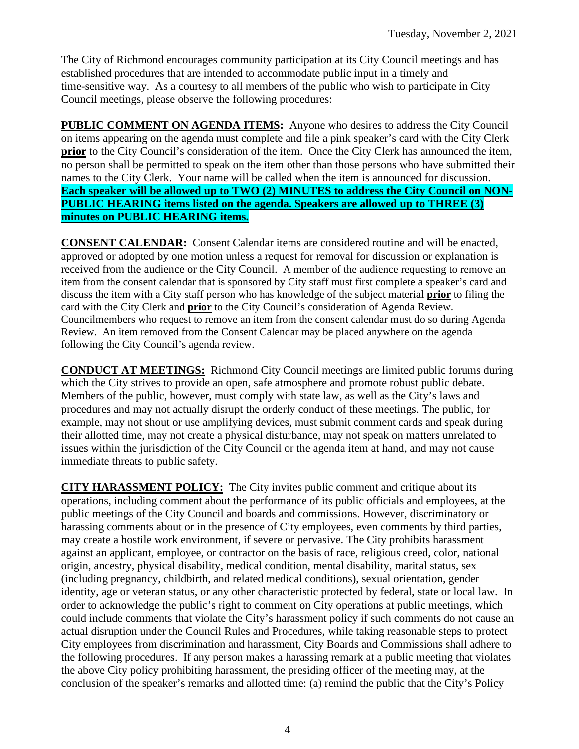The City of Richmond encourages community participation at its City Council meetings and has established procedures that are intended to accommodate public input in a timely and time-sensitive way. As a courtesy to all members of the public who wish to participate in City Council meetings, please observe the following procedures:

**PUBLIC COMMENT ON AGENDA ITEMS:** Anyone who desires to address the City Council on items appearing on the agenda must complete and file a pink speaker's card with the City Clerk **prior** to the City Council's consideration of the item. Once the City Clerk has announced the item, no person shall be permitted to speak on the item other than those persons who have submitted their names to the City Clerk. Your name will be called when the item is announced for discussion. **Each speaker will be allowed up to TWO (2) MINUTES to address the City Council on NON-PUBLIC HEARING items listed on the agenda. Speakers are allowed up to THREE (3) minutes on PUBLIC HEARING items.**

**CONSENT CALENDAR:** Consent Calendar items are considered routine and will be enacted, approved or adopted by one motion unless a request for removal for discussion or explanation is received from the audience or the City Council. A member of the audience requesting to remove an item from the consent calendar that is sponsored by City staff must first complete a speaker's card and discuss the item with a City staff person who has knowledge of the subject material **prior** to filing the card with the City Clerk and **prior** to the City Council's consideration of Agenda Review. Councilmembers who request to remove an item from the consent calendar must do so during Agenda Review. An item removed from the Consent Calendar may be placed anywhere on the agenda following the City Council's agenda review.

**CONDUCT AT MEETINGS:** Richmond City Council meetings are limited public forums during which the City strives to provide an open, safe atmosphere and promote robust public debate. Members of the public, however, must comply with state law, as well as the City's laws and procedures and may not actually disrupt the orderly conduct of these meetings. The public, for example, may not shout or use amplifying devices, must submit comment cards and speak during their allotted time, may not create a physical disturbance, may not speak on matters unrelated to issues within the jurisdiction of the City Council or the agenda item at hand, and may not cause immediate threats to public safety.

**CITY HARASSMENT POLICY:** The City invites public comment and critique about its operations, including comment about the performance of its public officials and employees, at the public meetings of the City Council and boards and commissions. However, discriminatory or harassing comments about or in the presence of City employees, even comments by third parties, may create a hostile work environment, if severe or pervasive. The City prohibits harassment against an applicant, employee, or contractor on the basis of race, religious creed, color, national origin, ancestry, physical disability, medical condition, mental disability, marital status, sex (including pregnancy, childbirth, and related medical conditions), sexual orientation, gender identity, age or veteran status, or any other characteristic protected by federal, state or local law. In order to acknowledge the public's right to comment on City operations at public meetings, which could include comments that violate the City's harassment policy if such comments do not cause an actual disruption under the Council Rules and Procedures, while taking reasonable steps to protect City employees from discrimination and harassment, City Boards and Commissions shall adhere to the following procedures. If any person makes a harassing remark at a public meeting that violates the above City policy prohibiting harassment, the presiding officer of the meeting may, at the conclusion of the speaker's remarks and allotted time: (a) remind the public that the City's Policy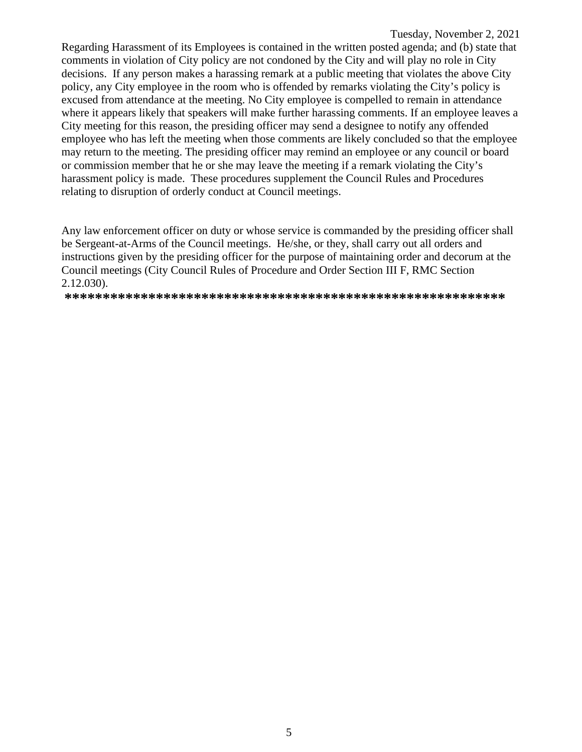Regarding Harassment of its Employees is contained in the written posted agenda; and (b) state that comments in violation of City policy are not condoned by the City and will play no role in City decisions. If any person makes a harassing remark at a public meeting that violates the above City policy, any City employee in the room who is offended by remarks violating the City's policy is excused from attendance at the meeting. No City employee is compelled to remain in attendance where it appears likely that speakers will make further harassing comments. If an employee leaves a City meeting for this reason, the presiding officer may send a designee to notify any offended employee who has left the meeting when those comments are likely concluded so that the employee may return to the meeting. The presiding officer may remind an employee or any council or board or commission member that he or she may leave the meeting if a remark violating the City's harassment policy is made. These procedures supplement the Council Rules and Procedures relating to disruption of orderly conduct at Council meetings.

Any law enforcement officer on duty or whose service is commanded by the presiding officer shall be Sergeant-at-Arms of the Council meetings. He/she, or they, shall carry out all orders and instructions given by the presiding officer for the purpose of maintaining order and decorum at the Council meetings (City Council Rules of Procedure and Order Section III F, RMC Section 2.12.030).

**********************************************************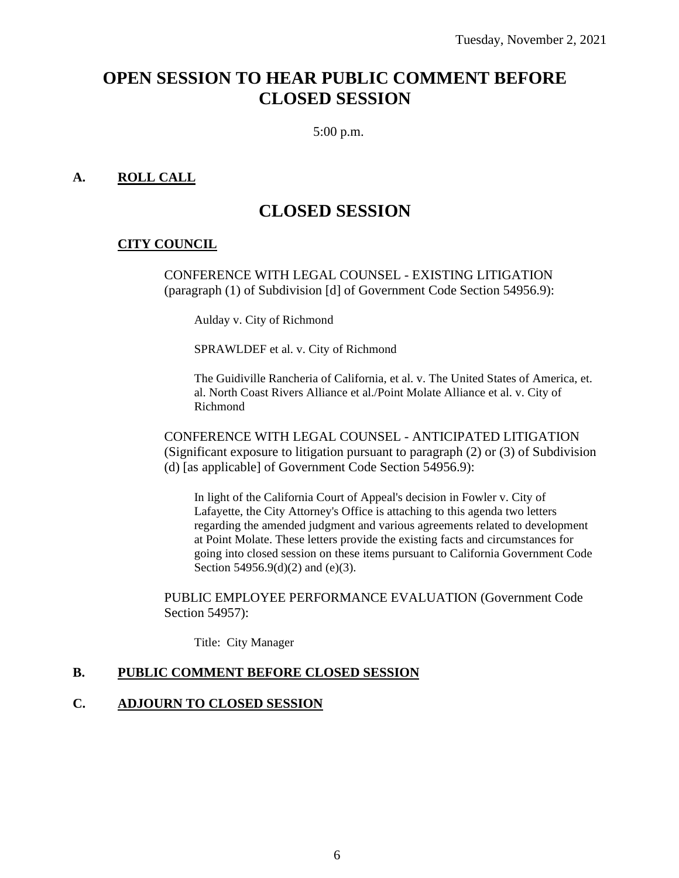Tuesday, November 2, 2021

# OPEN SESSION TO HEAR PUBLIC COMMENT BEFORE CLOSED SESSION

5:00 p.m.

## A. ROLL CALL

# CLOSED SESSION

### CITY COUNCIL

CONFERENCE WITH LEGAL COUNSEL - EXISTING LITIGATION (paragraph (1) of Subdivision [d] of Government Code Section 54956.9):

Aulday v. City of Richmond

SPRAWLDEF et al. v. City of Richmond

The Guidiville Rancheria of California, et al. v. The United States of America, et. al. North Coast Rivers Alliance et al./Point Molate Alliance et al. v. City of Richmond

CONFERENCE WITH LEGAL COUNSEL - ANTICIPATED LITIGATION (Significant exposure to litigation pursuant to paragraph (2) or (3) of Subdivision (d) [as applicable] of Government Code Section 54956.9):

In light of the California Court of Appeal's decision in Fowler v. City of Lafayette, the City Attorney's Office is attaching to this agenda two letters regarding the amended judgment and various agreements related to development at Point Molate. These letters provide the existing facts and circumstances for going into closed session on these items pursuant to California Government Code Section 54956.9(d)(2) and (e)(3).

PUBLIC EMPLOYEE PERFORMANCE EVALUATION (Government Code Section 54957):

Title: City Manager

## B. PUBLIC COMMENT BEFORE CLOSED SESSION

## C. ADJOURN TO CLOSED SESSION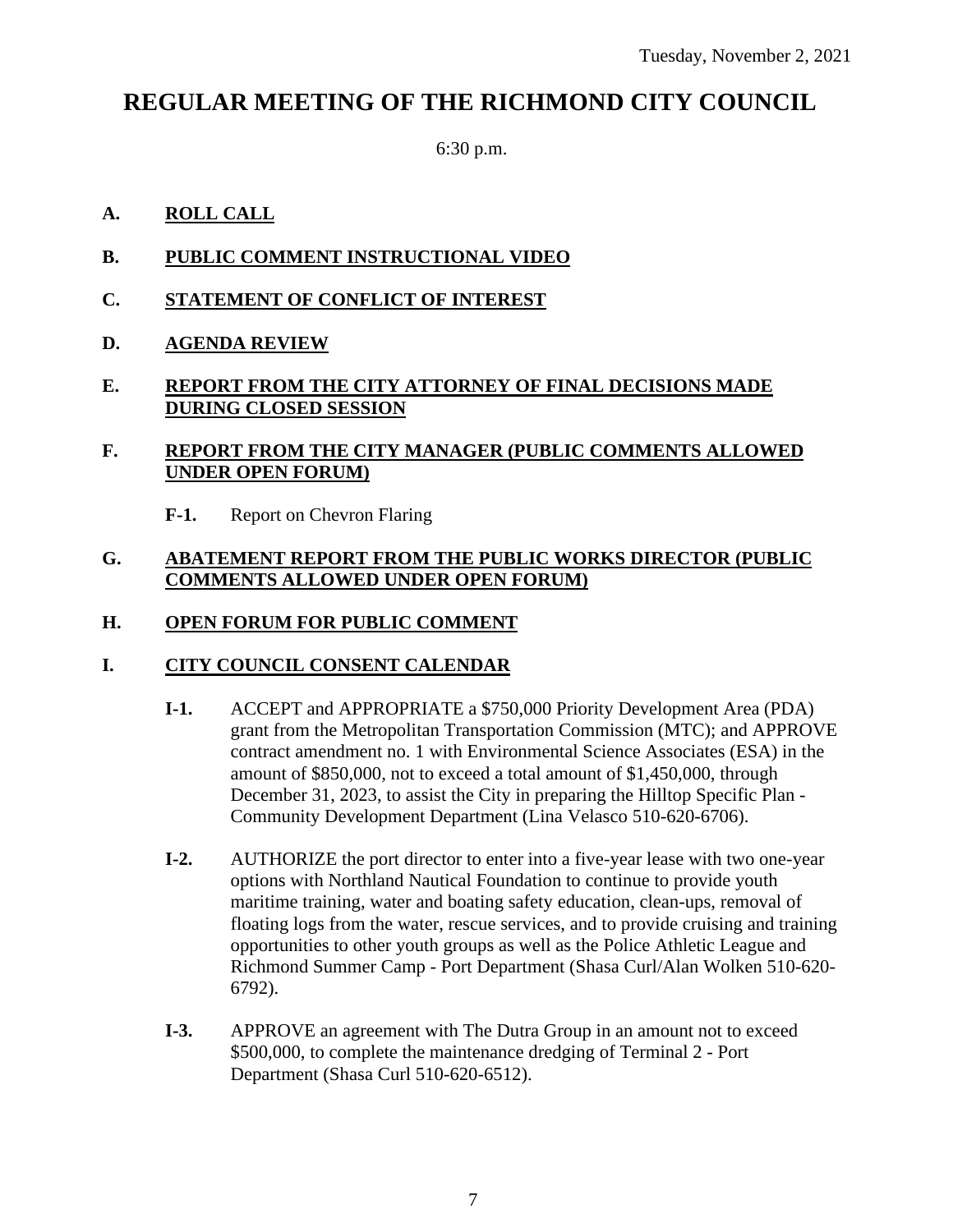Tuesday, November 2, 2021

# REGULAR MEETING OF THE RICHMOND CITY COUNCIL

6:30 p.m.

**A.** **ROLL CALL**

**B.** **PUBLIC COMMENT INSTRUCTIONAL VIDEO**

**C.** **STATEMENT OF CONFLICT OF INTEREST**

**D.** **AGENDA REVIEW**

**E.** **REPORT FROM THE CITY ATTORNEY OF FINAL DECISIONS MADE DURING CLOSED SESSION**

**F.** **REPORT FROM THE CITY MANAGER (PUBLIC COMMENTS ALLOWED UNDER OPEN FORUM)**

**F-1.** Report on Chevron Flaring

**G.** **ABATEMENT REPORT FROM THE PUBLIC WORKS DIRECTOR (PUBLIC COMMENTS ALLOWED UNDER OPEN FORUM)**

**H.** **OPEN FORUM FOR PUBLIC COMMENT**

**I.** **CITY COUNCIL CONSENT CALENDAR**

**I-1.** ACCEPT and APPROPRIATE a $750,000 Priority Development Area (PDA) grant from the Metropolitan Transportation Commission (MTC); and APPROVE contract amendment no. 1 with Environmental Science Associates (ESA) in the amount of $850,000, not to exceed a total amount of $1,450,000, through December 31, 2023, to assist the City in preparing the Hilltop Specific Plan - Community Development Department (Lina Velasco 510-620-6706).

**I-2.** AUTHORIZE the port director to enter into a five-year lease with two one-year options with Northland Nautical Foundation to continue to provide youth maritime training, water and boating safety education, clean-ups, removal of floating logs from the water, rescue services, and to provide cruising and training opportunities to other youth groups as well as the Police Athletic League and Richmond Summer Camp - Port Department (Shasa Curl/Alan Wolken 510-620-6792).

**I-3.** APPROVE an agreement with The Dutra Group in an amount not to exceed $500,000, to complete the maintenance dredging of Terminal 2 - Port Department (Shasa Curl 510-620-6512).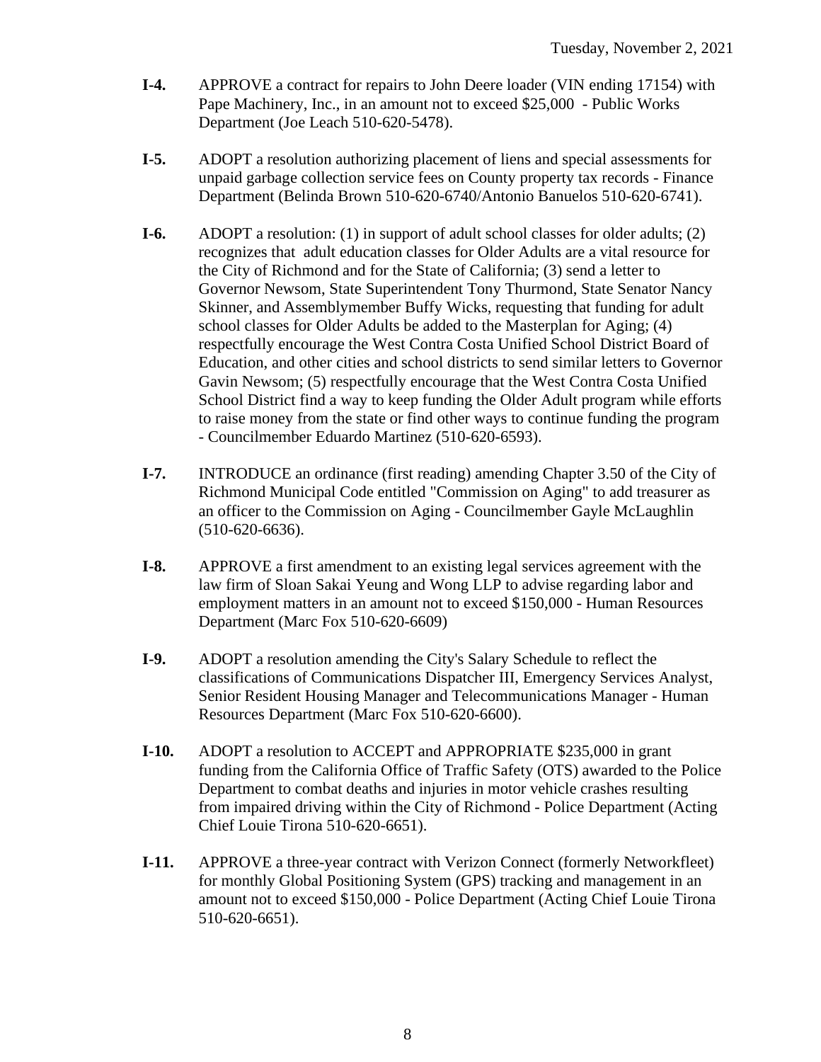**I-4.** APPROVE a contract for repairs to John Deere loader (VIN ending 17154) with Pape Machinery, Inc., in an amount not to exceed $25,000 - Public Works Department (Joe Leach 510-620-5478).

**I-5.** ADOPT a resolution authorizing placement of liens and special assessments for unpaid garbage collection service fees on County property tax records - Finance Department (Belinda Brown 510-620-6740/Antonio Banuelos 510-620-6741).

**I-6.** ADOPT a resolution: (1) in support of adult school classes for older adults; (2) recognizes that adult education classes for Older Adults are a vital resource for the City of Richmond and for the State of California; (3) send a letter to Governor Newsom, State Superintendent Tony Thurmond, State Senator Nancy Skinner, and Assemblymember Buffy Wicks, requesting that funding for adult school classes for Older Adults be added to the Masterplan for Aging; (4) respectfully encourage the West Contra Costa Unified School District Board of Education, and other cities and school districts to send similar letters to Governor Gavin Newsom; (5) respectfully encourage that the West Contra Costa Unified School District find a way to keep funding the Older Adult program while efforts to raise money from the state or find other ways to continue funding the program - Councilmember Eduardo Martinez (510-620-6593).

**I-7.** INTRODUCE an ordinance (first reading) amending Chapter 3.50 of the City of Richmond Municipal Code entitled "Commission on Aging" to add treasurer as an officer to the Commission on Aging - Councilmember Gayle McLaughlin (510-620-6636).

**I-8.** APPROVE a first amendment to an existing legal services agreement with the law firm of Sloan Sakai Yeung and Wong LLP to advise regarding labor and employment matters in an amount not to exceed $150,000 - Human Resources Department (Marc Fox 510-620-6609)

**I-9.** ADOPT a resolution amending the City's Salary Schedule to reflect the classifications of Communications Dispatcher III, Emergency Services Analyst, Senior Resident Housing Manager and Telecommunications Manager - Human Resources Department (Marc Fox 510-620-6600).

**I-10.** ADOPT a resolution to ACCEPT and APPROPRIATE $235,000 in grant funding from the California Office of Traffic Safety (OTS) awarded to the Police Department to combat deaths and injuries in motor vehicle crashes resulting from impaired driving within the City of Richmond - Police Department (Acting Chief Louie Tirona 510-620-6651).

**I-11.** APPROVE a three-year contract with Verizon Connect (formerly Networkfleet) for monthly Global Positioning System (GPS) tracking and management in an amount not to exceed $150,000 - Police Department (Acting Chief Louie Tirona 510-620-6651).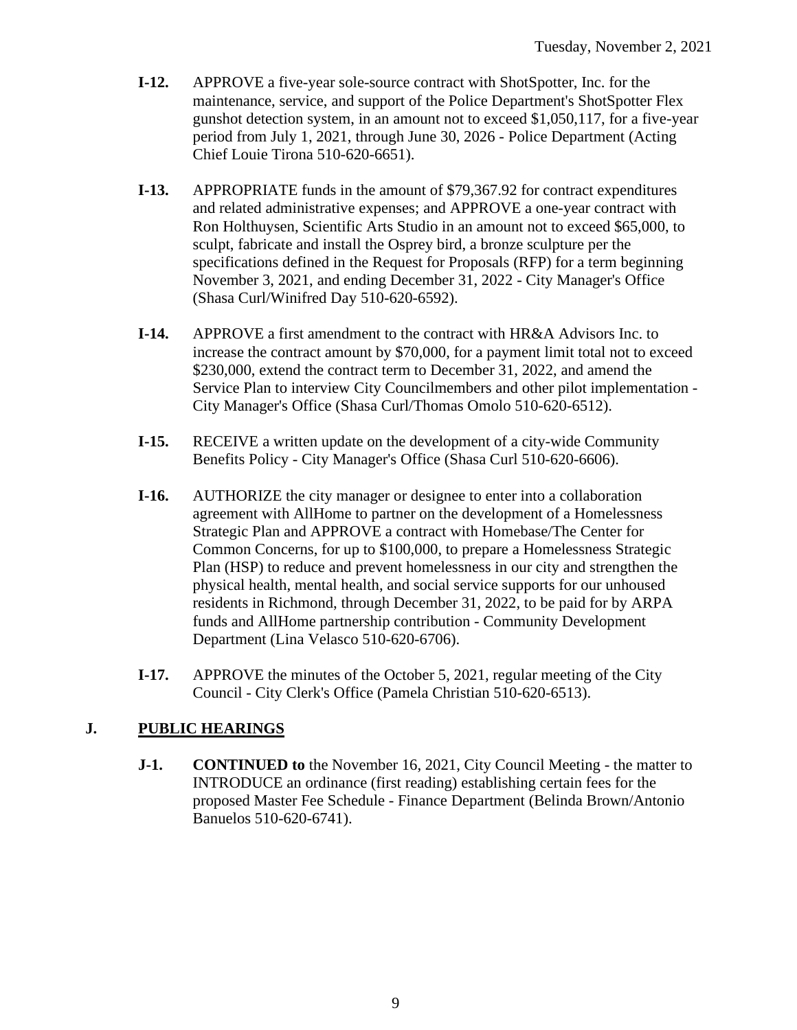**I-12.** APPROVE a five-year sole-source contract with ShotSpotter, Inc. for the maintenance, service, and support of the Police Department's ShotSpotter Flex gunshot detection system, in an amount not to exceed $1,050,117, for a five-year period from July 1, 2021, through June 30, 2026 - Police Department (Acting Chief Louie Tirona 510-620-6651).

**I-13.** APPROPRIATE funds in the amount of $79,367.92 for contract expenditures and related administrative expenses; and APPROVE a one-year contract with Ron Holthuysen, Scientific Arts Studio in an amount not to exceed $65,000, to sculpt, fabricate and install the Osprey bird, a bronze sculpture per the specifications defined in the Request for Proposals (RFP) for a term beginning November 3, 2021, and ending December 31, 2022 - City Manager's Office (Shasa Curl/Winifred Day 510-620-6592).

**I-14.** APPROVE a first amendment to the contract with HR&A Advisors Inc. to increase the contract amount by $70,000, for a payment limit total not to exceed $230,000, extend the contract term to December 31, 2022, and amend the Service Plan to interview City Councilmembers and other pilot implementation - City Manager's Office (Shasa Curl/Thomas Omolo 510-620-6512).

**I-15.** RECEIVE a written update on the development of a city-wide Community Benefits Policy - City Manager's Office (Shasa Curl 510-620-6606).

**I-16.** AUTHORIZE the city manager or designee to enter into a collaboration agreement with AllHome to partner on the development of a Homelessness Strategic Plan and APPROVE a contract with Homebase/The Center for Common Concerns, for up to $100,000, to prepare a Homelessness Strategic Plan (HSP) to reduce and prevent homelessness in our city and strengthen the physical health, mental health, and social service supports for our unhoused residents in Richmond, through December 31, 2022, to be paid for by ARPA funds and AllHome partnership contribution - Community Development Department (Lina Velasco 510-620-6706).

**I-17.** APPROVE the minutes of the October 5, 2021, regular meeting of the City Council - City Clerk's Office (Pamela Christian 510-620-6513).

## J. PUBLIC HEARINGS

**J-1.** **CONTINUED to** the November 16, 2021, City Council Meeting - the matter to INTRODUCE an ordinance (first reading) establishing certain fees for the proposed Master Fee Schedule - Finance Department (Belinda Brown/Antonio Banuelos 510-620-6741).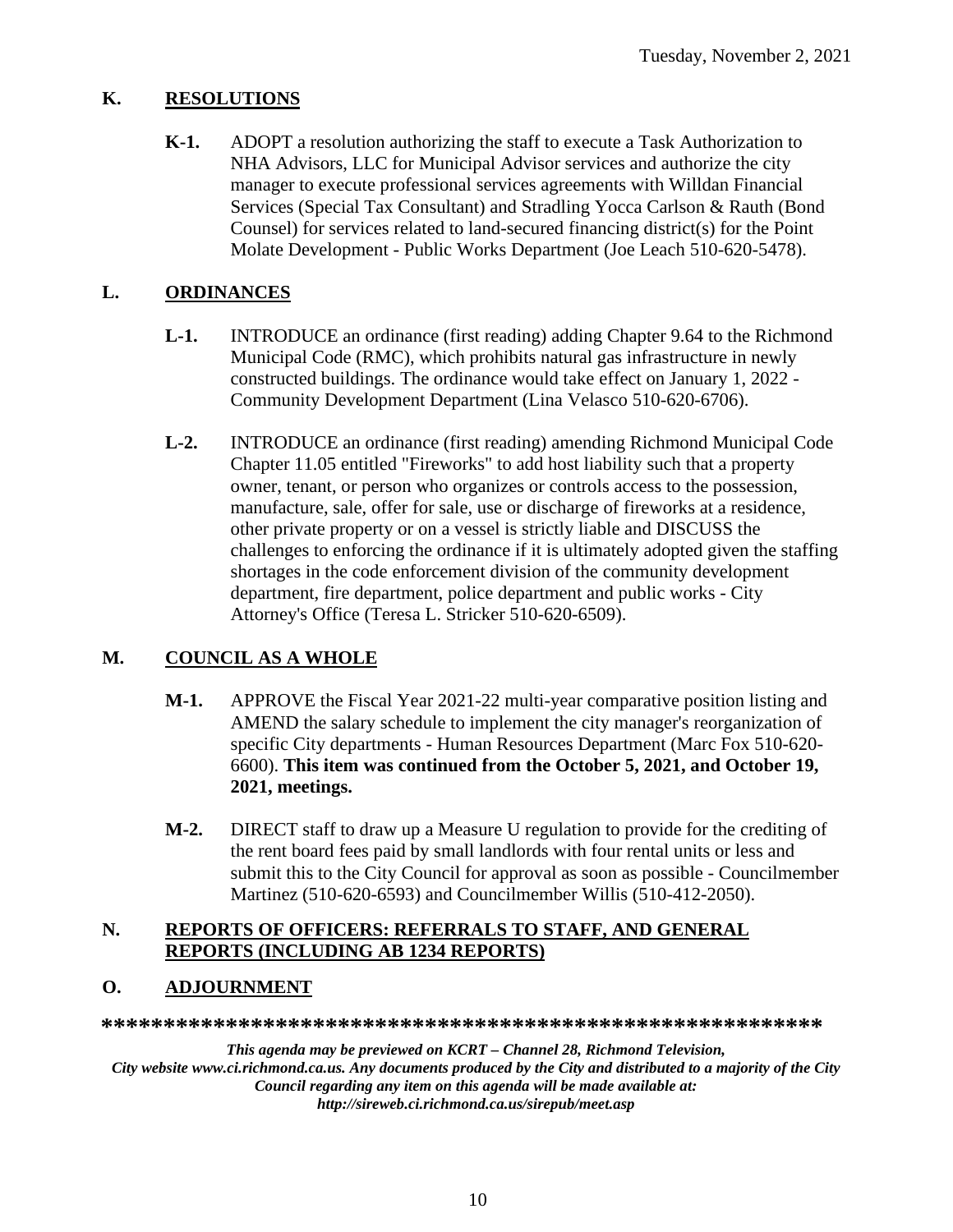## K. RESOLUTIONS

**K-1.** ADOPT a resolution authorizing the staff to execute a Task Authorization to NHA Advisors, LLC for Municipal Advisor services and authorize the city manager to execute professional services agreements with Willdan Financial Services (Special Tax Consultant) and Stradling Yocca Carlson & Rauth (Bond Counsel) for services related to land-secured financing district(s) for the Point Molate Development - Public Works Department (Joe Leach 510-620-5478).

## L. ORDINANCES

**L-1.** INTRODUCE an ordinance (first reading) adding Chapter 9.64 to the Richmond Municipal Code (RMC), which prohibits natural gas infrastructure in newly constructed buildings. The ordinance would take effect on January 1, 2022 - Community Development Department (Lina Velasco 510-620-6706).

**L-2.** INTRODUCE an ordinance (first reading) amending Richmond Municipal Code Chapter 11.05 entitled "Fireworks" to add host liability such that a property owner, tenant, or person who organizes or controls access to the possession, manufacture, sale, offer for sale, use or discharge of fireworks at a residence, other private property or on a vessel is strictly liable and DISCUSS the challenges to enforcing the ordinance if it is ultimately adopted given the staffing shortages in the code enforcement division of the community development department, fire department, police department and public works - City Attorney's Office (Teresa L. Stricker 510-620-6509).

## M. COUNCIL AS A WHOLE

**M-1.** APPROVE the Fiscal Year 2021-22 multi-year comparative position listing and AMEND the salary schedule to implement the city manager's reorganization of specific City departments - Human Resources Department (Marc Fox 510-620-6600). **This item was continued from the October 5, 2021, and October 19, 2021, meetings.**

**M-2.** DIRECT staff to draw up a Measure U regulation to provide for the crediting of the rent board fees paid by small landlords with four rental units or less and submit this to the City Council for approval as soon as possible - Councilmember Martinez (510-620-6593) and Councilmember Willis (510-412-2050).

## N. REPORTS OF OFFICERS: REFERRALS TO STAFF, AND GENERAL REPORTS (INCLUDING AB 1234 REPORTS)

## O. ADJOURNMENT

**********************************************************

*This agenda may be previewed on KCRT – Channel 28, Richmond Television, City website www.ci.richmond.ca.us. Any documents produced by the City and distributed to a majority of the City Council regarding any item on this agenda will be made available at: http://sireweb.ci.richmond.ca.us/sirepub/meet.asp*